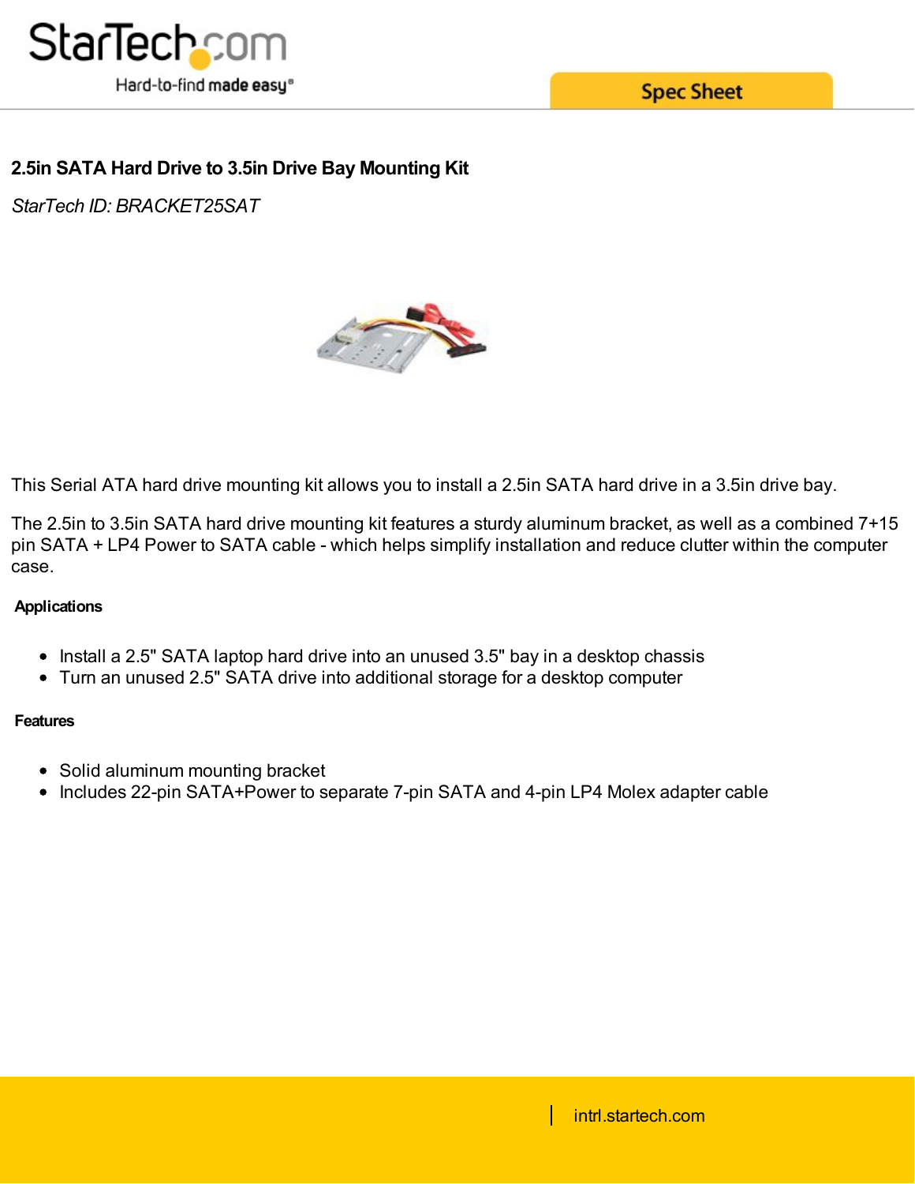# 2.5in SATA Hard Drive to 3.5in Drive Bay Mounting Kit

*StarTech ID: BRACKET25SAT*

This Serial ATA hard drive mounting kit allows you to install a 2.5in SATA hard drive in a 3.5in drive bay.

The 2.5in to 3.5in SATA hard drive mounting kit features a sturdy aluminum bracket, as well as a combined 7+15 pin SATA + LP4 Power to SATA cable - which helps simplify installation and reduce clutter within the computer case.

## Applications

- Install a 2.5" SATA laptop hard drive into an unused 3.5" bay in a desktop chassis
- Turn an unused 2.5" SATA drive into additional storage for a desktop computer

## Features

- Solid aluminum mounting bracket
- Includes 22-pin SATA+Power to separate 7-pin SATA and 4-pin LP4 Molex adapter cable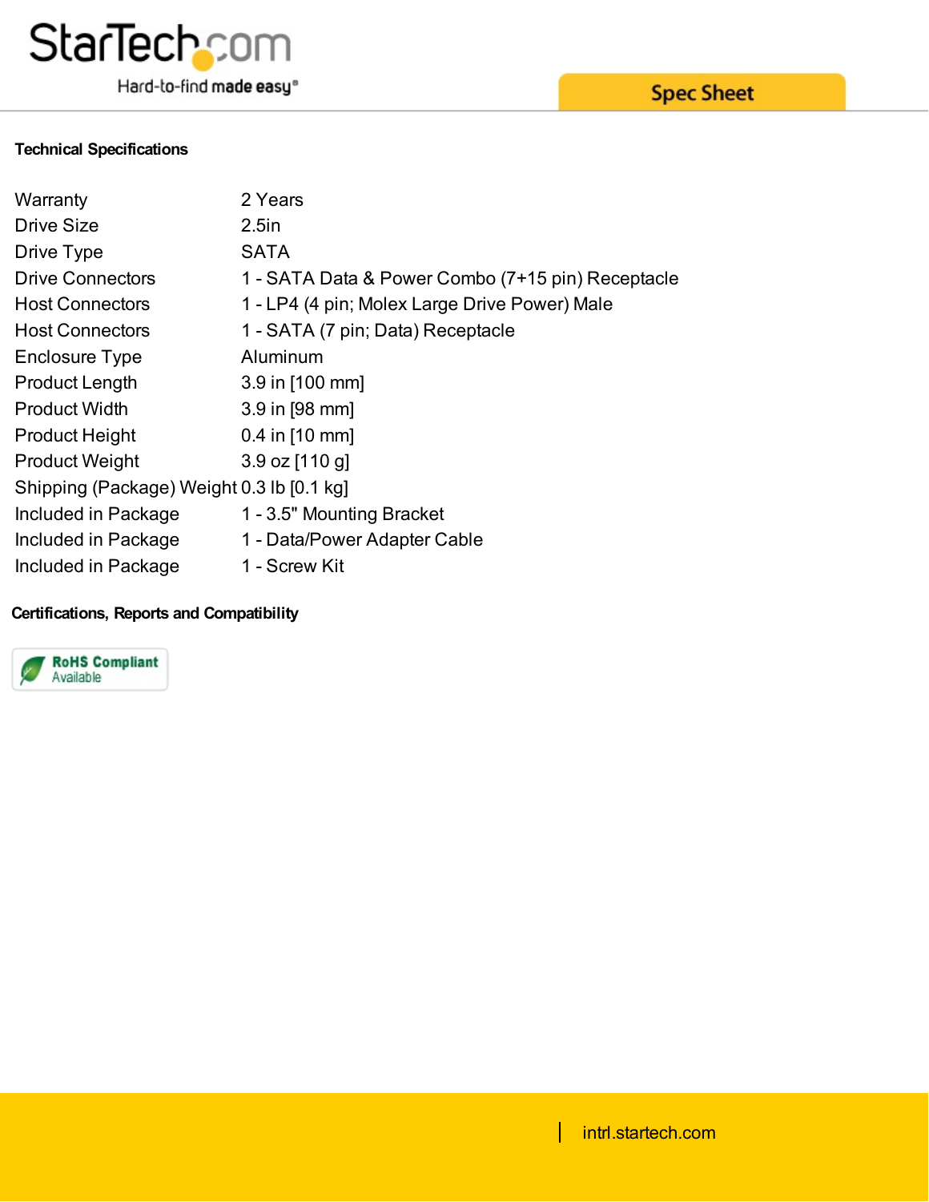StarTech.com

Hard-to-find made easy®

Spec Sheet

### Technical Specifications

| | |
|---|---|
| Warranty | 2 Years |
| Drive Size | 2.5in |
| Drive Type | SATA |
| Drive Connectors | 1 - SATA Data & Power Combo (7+15 pin) Receptacle |
| Host Connectors | 1 - LP4 (4 pin; Molex Large Drive Power) Male |
| Host Connectors | 1 - SATA (7 pin; Data) Receptacle |
| Enclosure Type | Aluminum |
| Product Length | 3.9 in [100 mm] |
| Product Width | 3.9 in [98 mm] |
| Product Height | 0.4 in [10 mm] |
| Product Weight | 3.9 oz [110 g] |
| Shipping (Package) Weight | 0.3 lb [0.1 kg] |
| Included in Package | 1 - 3.5" Mounting Bracket |
| Included in Package | 1 - Data/Power Adapter Cable |
| Included in Package | 1 - Screw Kit |

### Certifications, Reports and Compatibility

RoHS Compliant
Available

intrl.startech.com